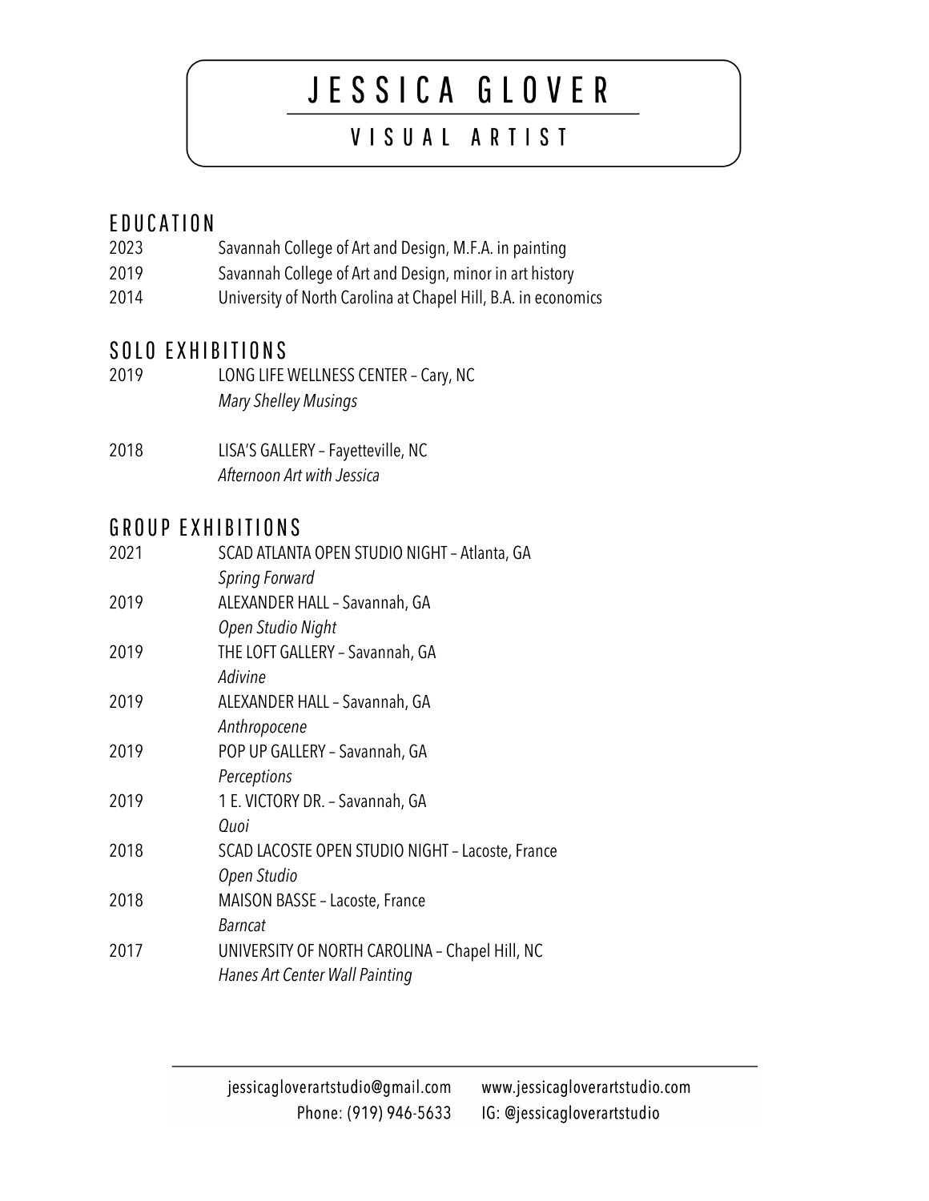# JESSICA GLOVER

## VISUAL ARTIST

## EDUCATION

2023 Savannah College of Art and Design, M.F.A. in painting
2019 Savannah College of Art and Design, minor in art history
2014 University of North Carolina at Chapel Hill, B.A. in economics

## SOLO EXHIBITIONS

2019 LONG LIFE WELLNESS CENTER – Cary, NC
*Mary Shelley Musings*

2018 LISA'S GALLERY – Fayetteville, NC
*Afternoon Art with Jessica*

## GROUP EXHIBITIONS

2021 SCAD ATLANTA OPEN STUDIO NIGHT – Atlanta, GA
*Spring Forward*

2019 ALEXANDER HALL – Savannah, GA
*Open Studio Night*

2019 THE LOFT GALLERY – Savannah, GA
*Adivine*

2019 ALEXANDER HALL – Savannah, GA
*Anthropocene*

2019 POP UP GALLERY – Savannah, GA
*Perceptions*

2019 1 E. VICTORY DR. – Savannah, GA
*Quoi*

2018 SCAD LACOSTE OPEN STUDIO NIGHT – Lacoste, France
*Open Studio*

2018 MAISON BASSE – Lacoste, France
*Barncat*

2017 UNIVERSITY OF NORTH CAROLINA – Chapel Hill, NC
*Hanes Art Center Wall Painting*

jessicagloverartstudio@gmail.com www.jessicagloverartstudio.com
Phone: (919) 946-5633 IG: @jessicagloverartstudio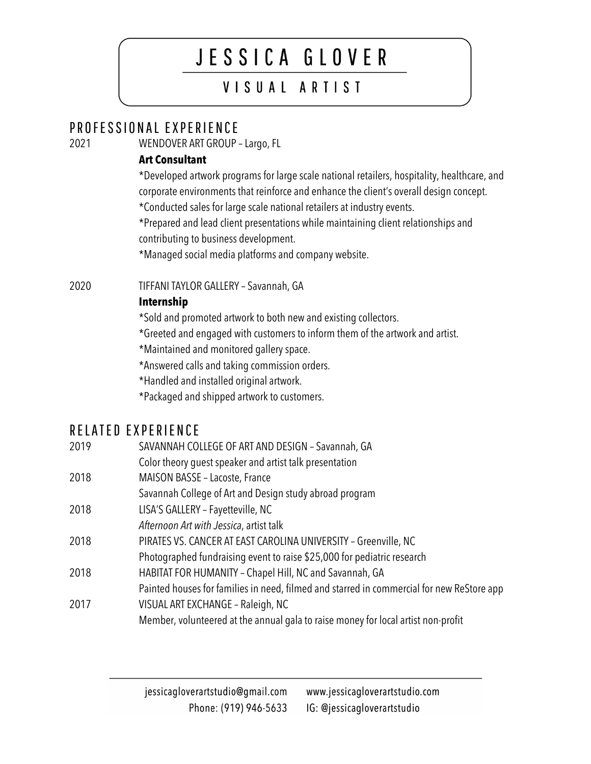# JESSICA GLOVER

## VISUAL ARTIST

## PROFESSIONAL EXPERIENCE

2021 WENDOVER ART GROUP – Largo, FL

**Art Consultant**

*Developed artwork programs for large scale national retailers, hospitality, healthcare, and corporate environments that reinforce and enhance the client's overall design concept.
*Conducted sales for large scale national retailers at industry events.
*Prepared and lead client presentations while maintaining client relationships and contributing to business development.
*Managed social media platforms and company website.

2020 TIFFANI TAYLOR GALLERY – Savannah, GA

**Internship**

*Sold and promoted artwork to both new and existing collectors.
*Greeted and engaged with customers to inform them of the artwork and artist.
*Maintained and monitored gallery space.
*Answered calls and taking commission orders.
*Handled and installed original artwork.
*Packaged and shipped artwork to customers.

## RELATED EXPERIENCE

2019 SAVANNAH COLLEGE OF ART AND DESIGN – Savannah, GA
Color theory guest speaker and artist talk presentation

2018 MAISON BASSE – Lacoste, France
Savannah College of Art and Design study abroad program

2018 LISA'S GALLERY – Fayetteville, NC
*Afternoon Art with Jessica*, artist talk

2018 PIRATES VS. CANCER AT EAST CAROLINA UNIVERSITY – Greenville, NC
Photographed fundraising event to raise $25,000 for pediatric research

2018 HABITAT FOR HUMANITY – Chapel Hill, NC and Savannah, GA
Painted houses for families in need, filmed and starred in commercial for new ReStore app

2017 VISUAL ART EXCHANGE – Raleigh, NC
Member, volunteered at the annual gala to raise money for local artist non-profit

jessicagloverartstudio@gmail.com
Phone: (919) 946-5633
www.jessicagloverartstudio.com
IG: @jessicagloverartstudio